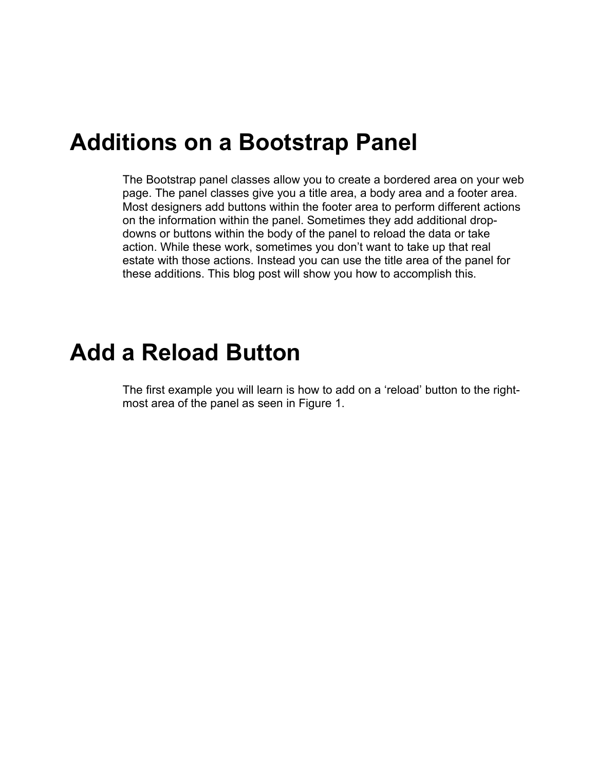# Additions on a Bootstrap Panel

The Bootstrap panel classes allow you to create a bordered area on your web page. The panel classes give you a title area, a body area and a footer area. Most designers add buttons within the footer area to perform different actions on the information within the panel. Sometimes they add additional drop-downs or buttons within the body of the panel to reload the data or take action. While these work, sometimes you don't want to take up that real estate with those actions. Instead you can use the title area of the panel for these additions. This blog post will show you how to accomplish this.

# Add a Reload Button

The first example you will learn is how to add on a 'reload' button to the right-most area of the panel as seen in Figure 1.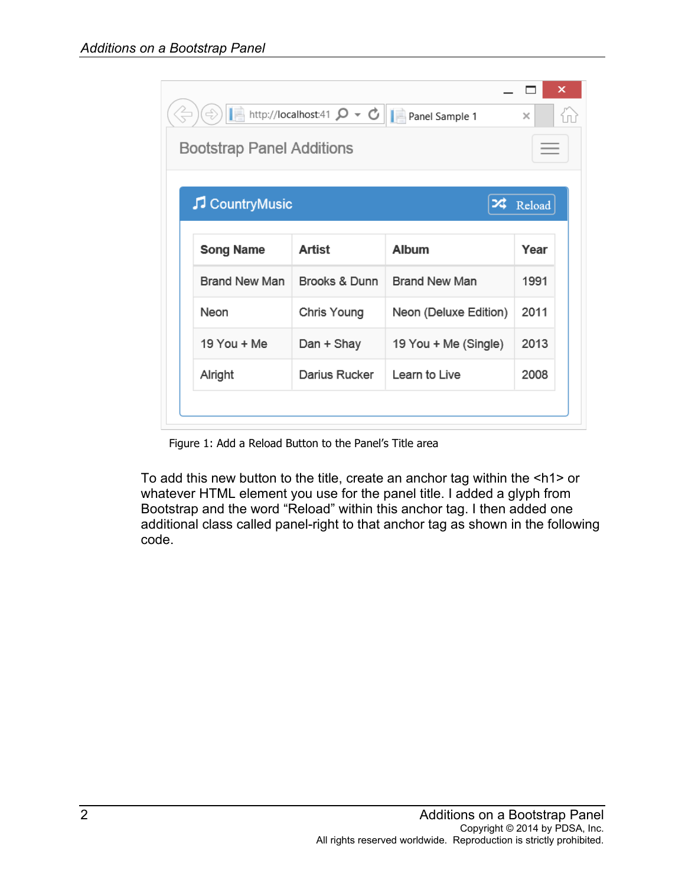Figure 1: Add a Reload Button to the Panel's Title area

To add this new button to the title, create an anchor tag within the <h1> or whatever HTML element you use for the panel title. I added a glyph from Bootstrap and the word "Reload" within this anchor tag. I then added one additional class called panel-right to that anchor tag as shown in the following code.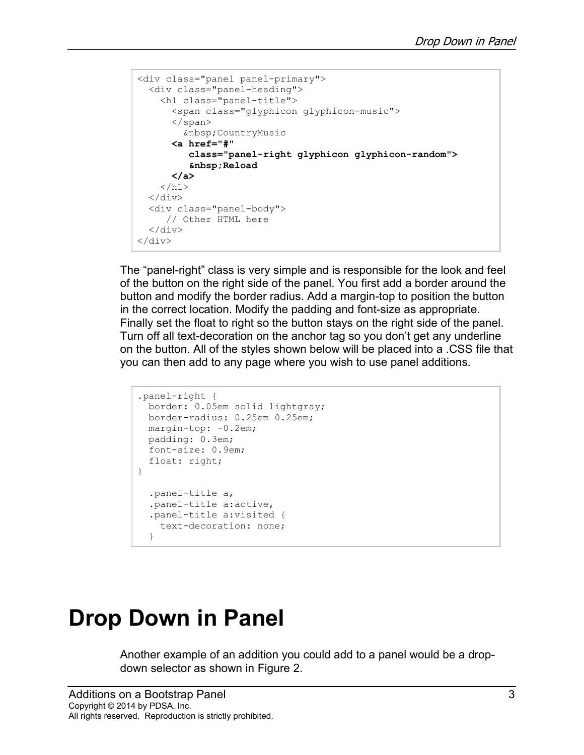```
<div class="panel panel-primary">
  <div class="panel-heading">
    <h1 class="panel-title">
      <span class="glyphicon glyphicon-music">
      </span>
        &nbsp;CountryMusic
      <a href="#"
         class="panel-right glyphicon glyphicon-random">
         &nbsp;Reload
      </a>
    </h1>
  </div>
  <div class="panel-body">
     // Other HTML here
  </div>
</div>
```

The "panel-right" class is very simple and is responsible for the look and feel of the button on the right side of the panel. You first add a border around the button and modify the border radius. Add a margin-top to position the button in the correct location. Modify the padding and font-size as appropriate. Finally set the float to right so the button stays on the right side of the panel. Turn off all text-decoration on the anchor tag so you don't get any underline on the button. All of the styles shown below will be placed into a .CSS file that you can then add to any page where you wish to use panel additions.

```
.panel-right {
  border: 0.05em solid lightgray;
  border-radius: 0.25em 0.25em;
  margin-top: -0.2em;
  padding: 0.3em;
  font-size: 0.9em;
  float: right;
}

  .panel-title a,
  .panel-title a:active,
  .panel-title a:visited {
    text-decoration: none;
  }
```

# Drop Down in Panel

Another example of an addition you could add to a panel would be a drop-down selector as shown in Figure 2.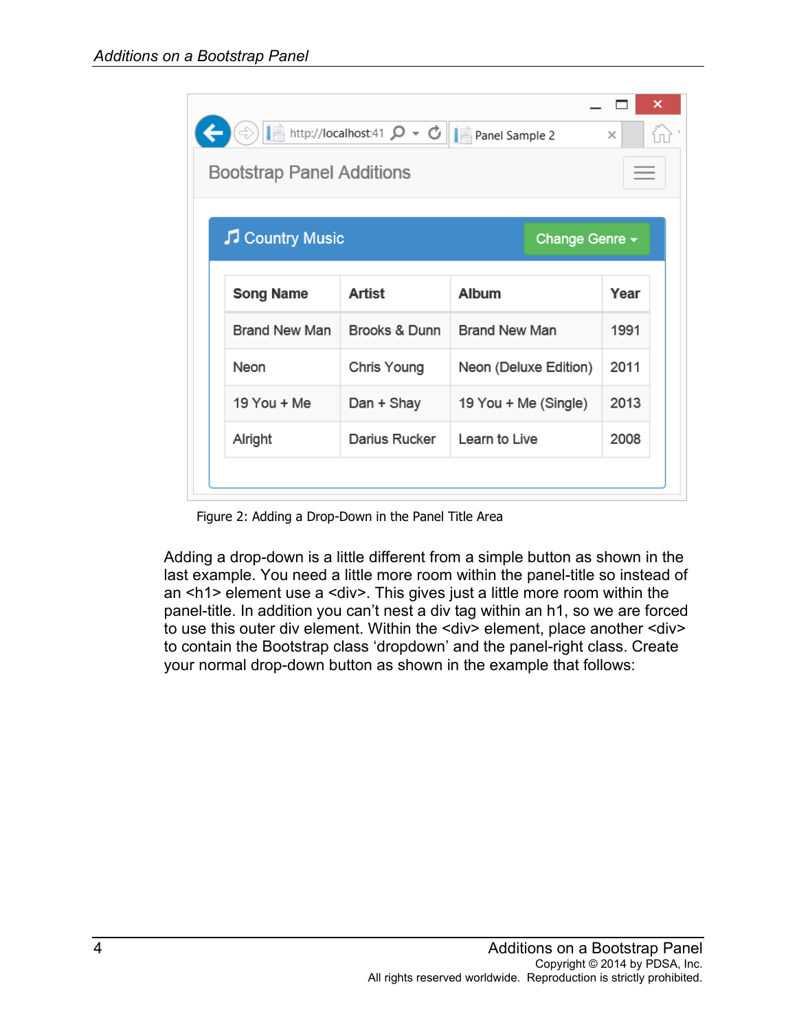Figure 2: Adding a Drop-Down in the Panel Title Area

Adding a drop-down is a little different from a simple button as shown in the last example. You need a little more room within the panel-title so instead of an <h1> element use a <div>. This gives just a little more room within the panel-title. In addition you can't nest a div tag within an h1, so we are forced to use this outer div element. Within the <div> element, place another <div> to contain the Bootstrap class 'dropdown' and the panel-right class. Create your normal drop-down button as shown in the example that follows: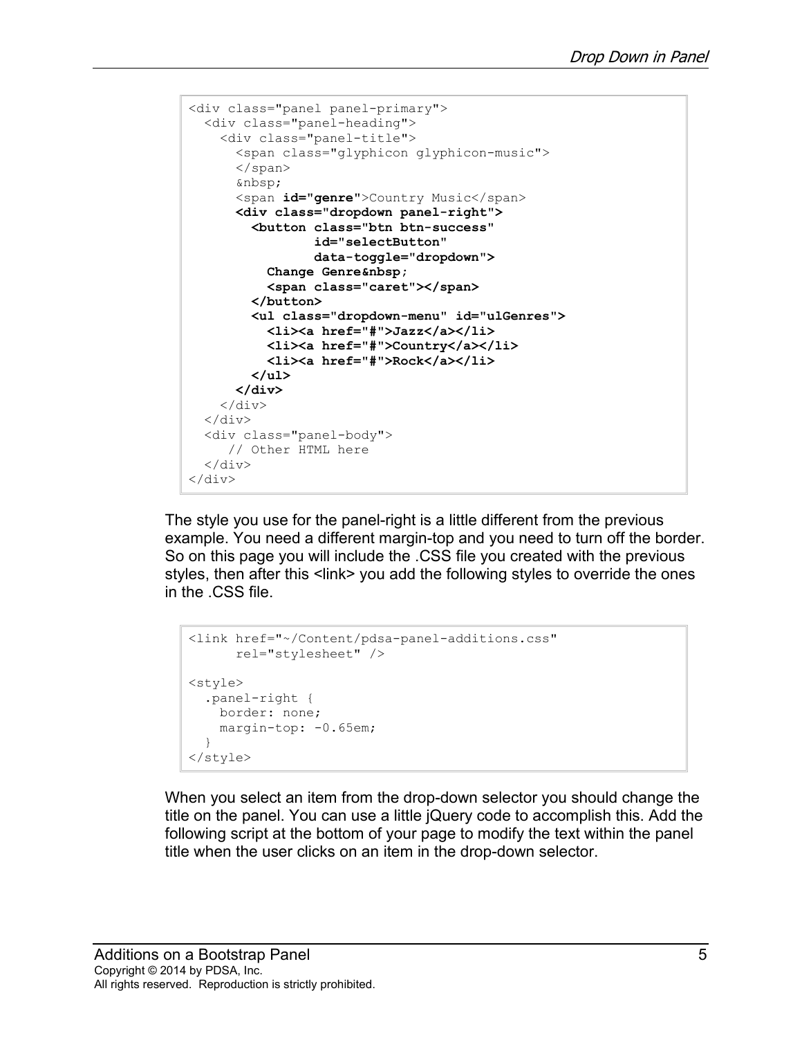```
<div class="panel panel-primary">
  <div class="panel-heading">
    <div class="panel-title">
      <span class="glyphicon glyphicon-music">
      </span>
      &nbsp;
      <span id="genre">Country Music</span>
      <div class="dropdown panel-right">
        <button class="btn btn-success"
                id="selectButton"
                data-toggle="dropdown">
          Change Genre&nbsp;
          <span class="caret"></span>
        </button>
        <ul class="dropdown-menu" id="ulGenres">
          <li><a href="#">Jazz</a></li>
          <li><a href="#">Country</a></li>
          <li><a href="#">Rock</a></li>
        </ul>
      </div>
    </div>
  </div>
  <div class="panel-body">
     // Other HTML here
  </div>
</div>
```

The style you use for the panel-right is a little different from the previous example. You need a different margin-top and you need to turn off the border. So on this page you will include the .CSS file you created with the previous styles, then after this <link> you add the following styles to override the ones in the .CSS file.

```
<link href="~/Content/pdsa-panel-additions.css"
      rel="stylesheet" />

<style>
  .panel-right {
    border: none;
    margin-top: -0.65em;
  }
</style>
```

When you select an item from the drop-down selector you should change the title on the panel. You can use a little jQuery code to accomplish this. Add the following script at the bottom of your page to modify the text within the panel title when the user clicks on an item in the drop-down selector.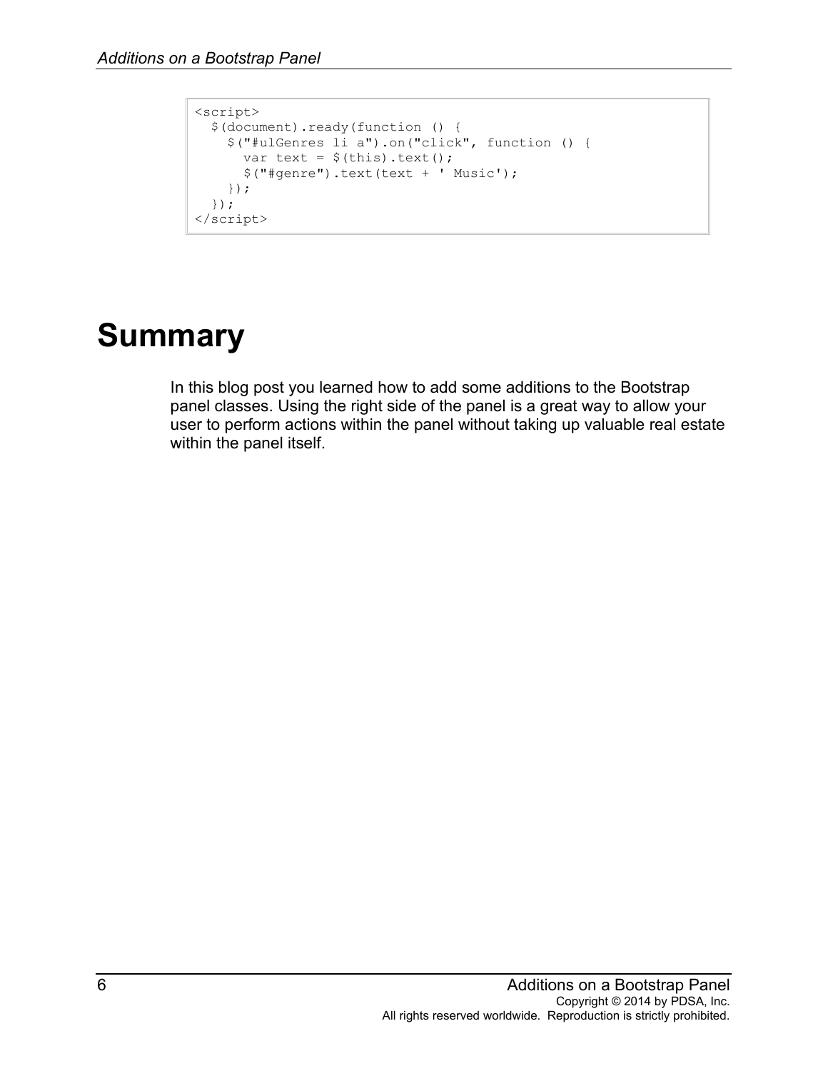```
<script>
  $(document).ready(function () {
    $("#ulGenres li a").on("click", function () {
      var text = $(this).text();
      $("#genre").text(text + ' Music');
    });
  });
</script>
```

# Summary

In this blog post you learned how to add some additions to the Bootstrap panel classes. Using the right side of the panel is a great way to allow your user to perform actions within the panel without taking up valuable real estate within the panel itself.